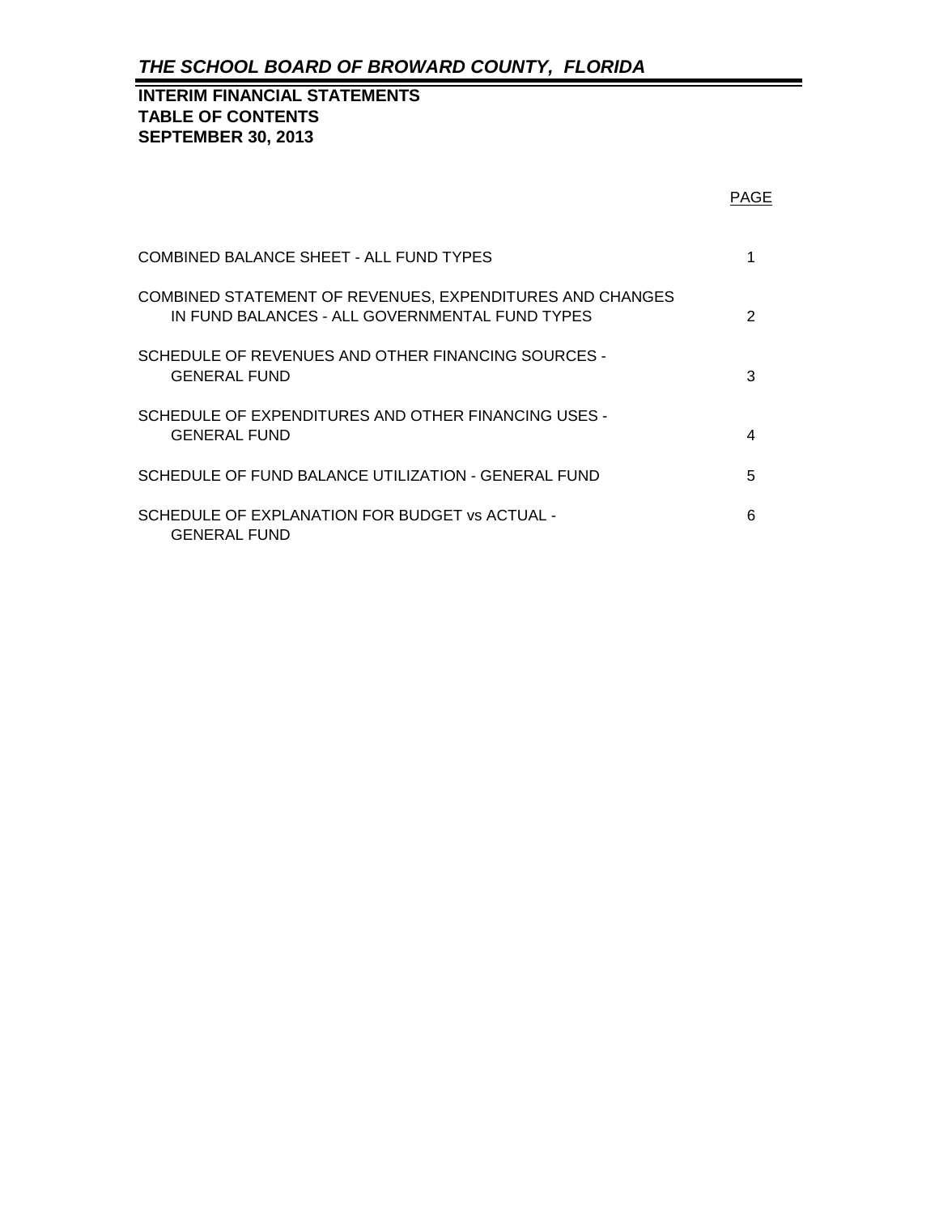# *THE SCHOOL BOARD OF BROWARD COUNTY, FLORIDA*

## INTERIM FINANCIAL STATEMENTS
## TABLE OF CONTENTS
## SEPTEMBER 30, 2013

| | PAGE |
|---|---|
| COMBINED BALANCE SHEET - ALL FUND TYPES | 1 |
| COMBINED STATEMENT OF REVENUES, EXPENDITURES AND CHANGES IN FUND BALANCES - ALL GOVERNMENTAL FUND TYPES | 2 |
| SCHEDULE OF REVENUES AND OTHER FINANCING SOURCES - GENERAL FUND | 3 |
| SCHEDULE OF EXPENDITURES AND OTHER FINANCING USES - GENERAL FUND | 4 |
| SCHEDULE OF FUND BALANCE UTILIZATION - GENERAL FUND | 5 |
| SCHEDULE OF EXPLANATION FOR BUDGET vs ACTUAL - GENERAL FUND | 6 |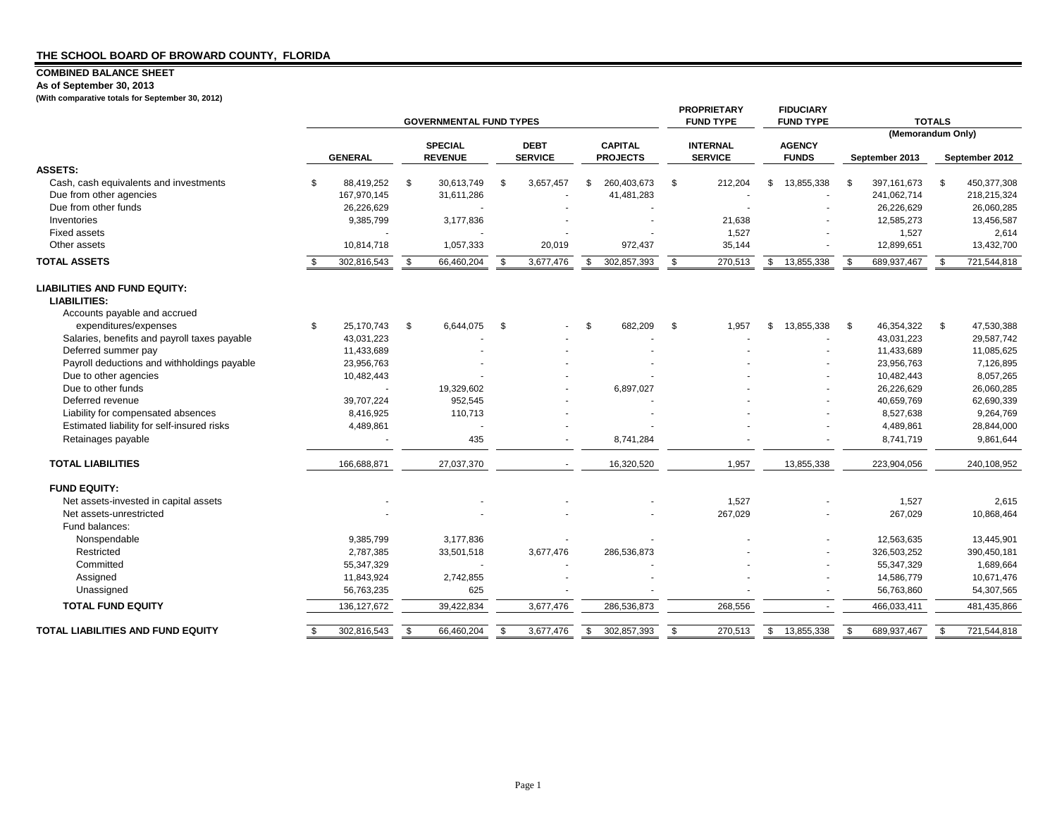**THE SCHOOL BOARD OF BROWARD COUNTY, FLORIDA**

**COMBINED BALANCE SHEET**

**As of September 30, 2013**

**(With comparative totals for September 30, 2012)**

| | GOVERNMENTAL FUND TYPES | | | | PROPRIETARY FUND TYPE | FIDUCIARY FUND TYPE | TOTALS (Memorandum Only) | |
|---|---|---|---|---|---|---|---|---|
| | GENERAL | SPECIAL REVENUE | DEBT SERVICE | CAPITAL PROJECTS | INTERNAL SERVICE | AGENCY FUNDS | September 2013 | September 2012 |
| **ASSETS:** | | | | | | | | |
| Cash, cash equivalents and investments | $ 88,419,252 | $ 30,613,749 | $ 3,657,457 | $ 260,403,673 | $ 212,204 | $ 13,855,338 | $ 397,161,673 | $ 450,377,308 |
| Due from other agencies | 167,970,145 | 31,611,286 | - | 41,481,283 | - | - | 241,062,714 | 218,215,324 |
| Due from other funds | 26,226,629 | - | - | - | - | - | 26,226,629 | 26,060,285 |
| Inventories | 9,385,799 | 3,177,836 | - | - | 21,638 | - | 12,585,273 | 13,456,587 |
| Fixed assets | - | - | - | - | 1,527 | - | 1,527 | 2,614 |
| Other assets | 10,814,718 | 1,057,333 | 20,019 | 972,437 | 35,144 | - | 12,899,651 | 13,432,700 |
| **TOTAL ASSETS** | $ 302,816,543 | $ 66,460,204 | $ 3,677,476 | $ 302,857,393 | $ 270,513 | $ 13,855,338 | $ 689,937,467 | $ 721,544,818 |
| **LIABILITIES AND FUND EQUITY:** | | | | | | | | |
| **LIABILITIES:** | | | | | | | | |
| Accounts payable and accrued expenditures/expenses | $ 25,170,743 | $ 6,644,075 | $ - | $ 682,209 | $ 1,957 | $ 13,855,338 | $ 46,354,322 | $ 47,530,388 |
| Salaries, benefits and payroll taxes payable | 43,031,223 | - | - | - | - | - | 43,031,223 | 29,587,742 |
| Deferred summer pay | 11,433,689 | - | - | - | - | - | 11,433,689 | 11,085,625 |
| Payroll deductions and withholdings payable | 23,956,763 | - | - | - | - | - | 23,956,763 | 7,126,895 |
| Due to other agencies | 10,482,443 | - | - | - | - | - | 10,482,443 | 8,057,265 |
| Due to other funds | - | 19,329,602 | - | 6,897,027 | - | - | 26,226,629 | 26,060,285 |
| Deferred revenue | 39,707,224 | 952,545 | - | - | - | - | 40,659,769 | 62,690,339 |
| Liability for compensated absences | 8,416,925 | 110,713 | - | - | - | - | 8,527,638 | 9,264,769 |
| Estimated liability for self-insured risks | 4,489,861 | - | - | - | - | - | 4,489,861 | 28,844,000 |
| Retainages payable | - | 435 | - | 8,741,284 | - | - | 8,741,719 | 9,861,644 |
| **TOTAL LIABILITIES** | 166,688,871 | 27,037,370 | - | 16,320,520 | 1,957 | 13,855,338 | 223,904,056 | 240,108,952 |
| **FUND EQUITY:** | | | | | | | | |
| Net assets-invested in capital assets | - | - | - | - | 1,527 | - | 1,527 | 2,615 |
| Net assets-unrestricted | - | - | - | - | 267,029 | - | 267,029 | 10,868,464 |
| Fund balances: | | | | | | | | |
| Nonspendable | 9,385,799 | 3,177,836 | - | - | - | - | 12,563,635 | 13,445,901 |
| Restricted | 2,787,385 | 33,501,518 | 3,677,476 | 286,536,873 | - | - | 326,503,252 | 390,450,181 |
| Committed | 55,347,329 | - | - | - | - | - | 55,347,329 | 1,689,664 |
| Assigned | 11,843,924 | 2,742,855 | - | - | - | - | 14,586,779 | 10,671,476 |
| Unassigned | 56,763,235 | 625 | - | - | - | - | 56,763,860 | 54,307,565 |
| **TOTAL FUND EQUITY** | 136,127,672 | 39,422,834 | 3,677,476 | 286,536,873 | 268,556 | - | 466,033,411 | 481,435,866 |
| **TOTAL LIABILITIES AND FUND EQUITY** | $ 302,816,543 | $ 66,460,204 | $ 3,677,476 | $ 302,857,393 | $ 270,513 | $ 13,855,338 | $ 689,937,467 | $ 721,544,818 |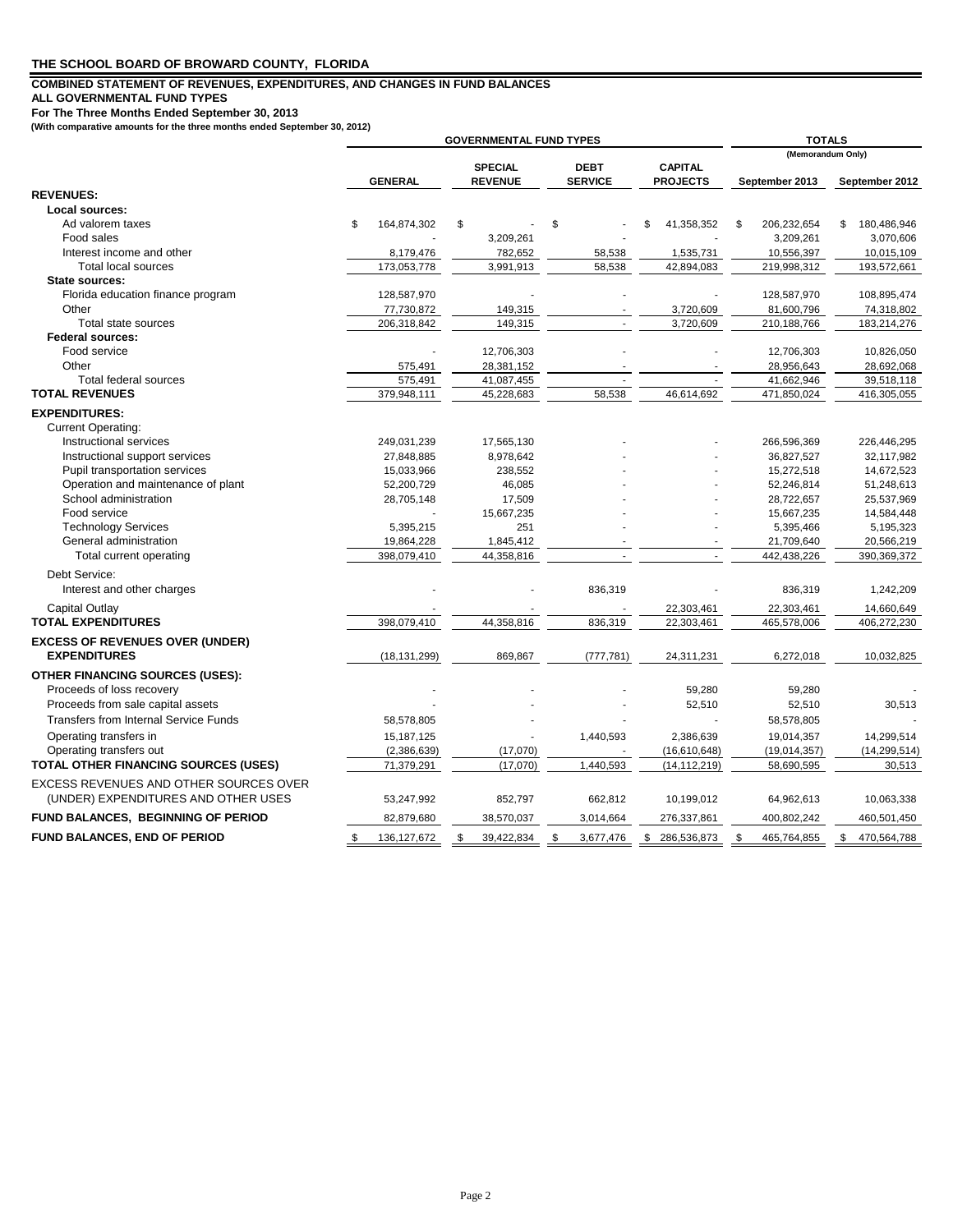**THE SCHOOL BOARD OF BROWARD COUNTY, FLORIDA**

**COMBINED STATEMENT OF REVENUES, EXPENDITURES, AND CHANGES IN FUND BALANCES**
**ALL GOVERNMENTAL FUND TYPES**
**For The Three Months Ended September 30, 2013**
**(With comparative amounts for the three months ended September 30, 2012)**

| | GOVERNMENTAL FUND TYPES | | | | TOTALS (Memorandum Only) | |
|---|---|---|---|---|---|---|
| | **GENERAL** | **SPECIAL REVENUE** | **DEBT SERVICE** | **CAPITAL PROJECTS** | **September 2013** | **September 2012** |
| **REVENUES:** | | | | | | |
| **Local sources:** | | | | | | |
| Ad valorem taxes | $ 164,874,302 | $ - | $ - | $ 41,358,352 | $ 206,232,654 | $ 180,486,946 |
| Food sales | - | 3,209,261 | - | - | 3,209,261 | 3,070,606 |
| Interest income and other | 8,179,476 | 782,652 | 58,538 | 1,535,731 | 10,556,397 | 10,015,109 |
| Total local sources | 173,053,778 | 3,991,913 | 58,538 | 42,894,083 | 219,998,312 | 193,572,661 |
| **State sources:** | | | | | | |
| Florida education finance program | 128,587,970 | - | - | - | 128,587,970 | 108,895,474 |
| Other | 77,730,872 | 149,315 | - | 3,720,609 | 81,600,796 | 74,318,802 |
| Total state sources | 206,318,842 | 149,315 | - | 3,720,609 | 210,188,766 | 183,214,276 |
| **Federal sources:** | | | | | | |
| Food service | - | 12,706,303 | - | - | 12,706,303 | 10,826,050 |
| Other | 575,491 | 28,381,152 | - | - | 28,956,643 | 28,692,068 |
| Total federal sources | 575,491 | 41,087,455 | - | - | 41,662,946 | 39,518,118 |
| **TOTAL REVENUES** | 379,948,111 | 45,228,683 | 58,538 | 46,614,692 | 471,850,024 | 416,305,055 |
| **EXPENDITURES:** | | | | | | |
| Current Operating: | | | | | | |
| Instructional services | 249,031,239 | 17,565,130 | - | - | 266,596,369 | 226,446,295 |
| Instructional support services | 27,848,885 | 8,978,642 | - | - | 36,827,527 | 32,117,982 |
| Pupil transportation services | 15,033,966 | 238,552 | - | - | 15,272,518 | 14,672,523 |
| Operation and maintenance of plant | 52,200,729 | 46,085 | - | - | 52,246,814 | 51,248,613 |
| School administration | 28,705,148 | 17,509 | - | - | 28,722,657 | 25,537,969 |
| Food service | - | 15,667,235 | - | - | 15,667,235 | 14,584,448 |
| Technology Services | 5,395,215 | 251 | - | - | 5,395,466 | 5,195,323 |
| General administration | 19,864,228 | 1,845,412 | - | - | 21,709,640 | 20,566,219 |
| Total current operating | 398,079,410 | 44,358,816 | - | - | 442,438,226 | 390,369,372 |
| Debt Service: | | | | | | |
| Interest and other charges | - | - | 836,319 | - | 836,319 | 1,242,209 |
| Capital Outlay | - | - | - | 22,303,461 | 22,303,461 | 14,660,649 |
| **TOTAL EXPENDITURES** | 398,079,410 | 44,358,816 | 836,319 | 22,303,461 | 465,578,006 | 406,272,230 |
| **EXCESS OF REVENUES OVER (UNDER) EXPENDITURES** | (18,131,299) | 869,867 | (777,781) | 24,311,231 | 6,272,018 | 10,032,825 |
| **OTHER FINANCING SOURCES (USES):** | | | | | | |
| Proceeds of loss recovery | - | - | - | 59,280 | 59,280 | - |
| Proceeds from sale capital assets | - | - | - | 52,510 | 52,510 | 30,513 |
| Transfers from Internal Service Funds | 58,578,805 | - | - | - | 58,578,805 | - |
| Operating transfers in | 15,187,125 | - | 1,440,593 | 2,386,639 | 19,014,357 | 14,299,514 |
| Operating transfers out | (2,386,639) | (17,070) | - | (16,610,648) | (19,014,357) | (14,299,514) |
| **TOTAL OTHER FINANCING SOURCES (USES)** | 71,379,291 | (17,070) | 1,440,593 | (14,112,219) | 58,690,595 | 30,513 |
| EXCESS REVENUES AND OTHER SOURCES OVER (UNDER) EXPENDITURES AND OTHER USES | 53,247,992 | 852,797 | 662,812 | 10,199,012 | 64,962,613 | 10,063,338 |
| **FUND BALANCES, BEGINNING OF PERIOD** | 82,879,680 | 38,570,037 | 3,014,664 | 276,337,861 | 400,802,242 | 460,501,450 |
| **FUND BALANCES, END OF PERIOD** | $ 136,127,672 | $ 39,422,834 | $ 3,677,476 | $ 286,536,873 | $ 465,764,855 | $ 470,564,788 |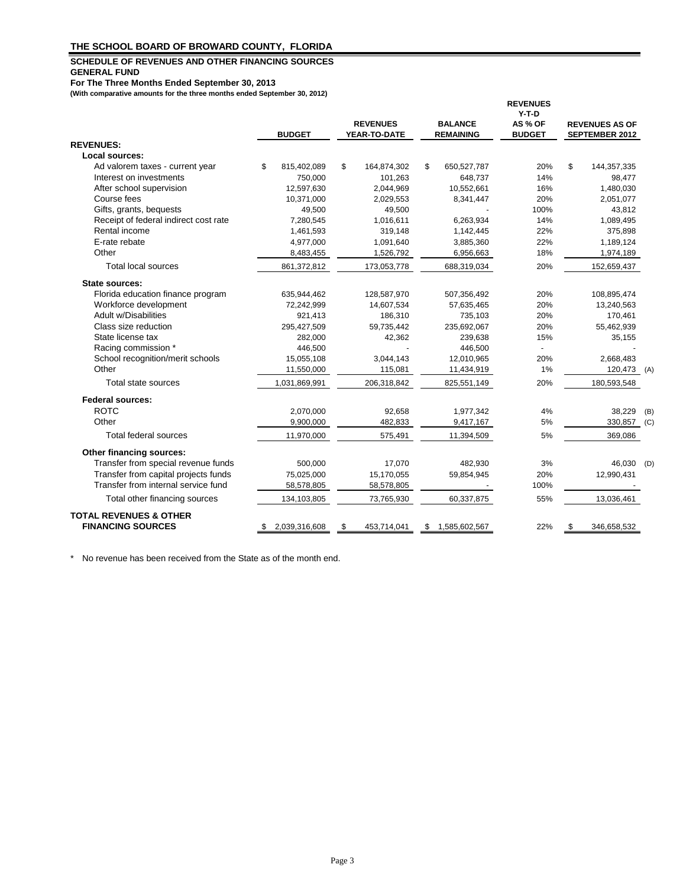**THE SCHOOL BOARD OF BROWARD COUNTY, FLORIDA**

**SCHEDULE OF REVENUES AND OTHER FINANCING SOURCES**
**GENERAL FUND**
**For The Three Months Ended September 30, 2013**
**(With comparative amounts for the three months ended September 30, 2012)**

| | BUDGET | REVENUES YEAR-TO-DATE | BALANCE REMAINING | REVENUES Y-T-D AS % OF BUDGET | REVENUES AS OF SEPTEMBER 2012 | |
|---|---|---|---|---|---|---|
| **REVENUES:** | | | | | | |
| **Local sources:** | | | | | | |
| Ad valorem taxes - current year | $ 815,402,089 | $ 164,874,302 | $ 650,527,787 | 20% | $ 144,357,335 | |
| Interest on investments | 750,000 | 101,263 | 648,737 | 14% | 98,477 | |
| After school supervision | 12,597,630 | 2,044,969 | 10,552,661 | 16% | 1,480,030 | |
| Course fees | 10,371,000 | 2,029,553 | 8,341,447 | 20% | 2,051,077 | |
| Gifts, grants, bequests | 49,500 | 49,500 | - | 100% | 43,812 | |
| Receipt of federal indirect cost rate | 7,280,545 | 1,016,611 | 6,263,934 | 14% | 1,089,495 | |
| Rental income | 1,461,593 | 319,148 | 1,142,445 | 22% | 375,898 | |
| E-rate rebate | 4,977,000 | 1,091,640 | 3,885,360 | 22% | 1,189,124 | |
| Other | 8,483,455 | 1,526,792 | 6,956,663 | 18% | 1,974,189 | |
| Total local sources | 861,372,812 | 173,053,778 | 688,319,034 | 20% | 152,659,437 | |
| **State sources:** | | | | | | |
| Florida education finance program | 635,944,462 | 128,587,970 | 507,356,492 | 20% | 108,895,474 | |
| Workforce development | 72,242,999 | 14,607,534 | 57,635,465 | 20% | 13,240,563 | |
| Adult w/Disabilities | 921,413 | 186,310 | 735,103 | 20% | 170,461 | |
| Class size reduction | 295,427,509 | 59,735,442 | 235,692,067 | 20% | 55,462,939 | |
| State license tax | 282,000 | 42,362 | 239,638 | 15% | 35,155 | |
| Racing commission * | 446,500 | - | 446,500 | - | - | |
| School recognition/merit schools | 15,055,108 | 3,044,143 | 12,010,965 | 20% | 2,668,483 | |
| Other | 11,550,000 | 115,081 | 11,434,919 | 1% | 120,473 | (A) |
| Total state sources | 1,031,869,991 | 206,318,842 | 825,551,149 | 20% | 180,593,548 | |
| **Federal sources:** | | | | | | |
| ROTC | 2,070,000 | 92,658 | 1,977,342 | 4% | 38,229 | (B) |
| Other | 9,900,000 | 482,833 | 9,417,167 | 5% | 330,857 | (C) |
| Total federal sources | 11,970,000 | 575,491 | 11,394,509 | 5% | 369,086 | |
| **Other financing sources:** | | | | | | |
| Transfer from special revenue funds | 500,000 | 17,070 | 482,930 | 3% | 46,030 | (D) |
| Transfer from capital projects funds | 75,025,000 | 15,170,055 | 59,854,945 | 20% | 12,990,431 | |
| Transfer from internal service fund | 58,578,805 | 58,578,805 | - | 100% | - | |
| Total other financing sources | 134,103,805 | 73,765,930 | 60,337,875 | 55% | 13,036,461 | |
| **TOTAL REVENUES & OTHER FINANCING SOURCES** | $ 2,039,316,608 | $ 453,714,041 | $ 1,585,602,567 | 22% | $ 346,658,532 | |

\* No revenue has been received from the State as of the month end.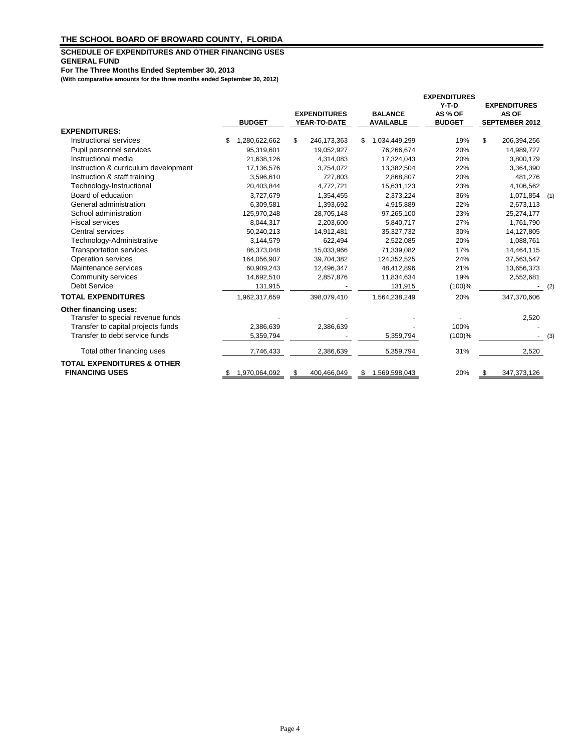**THE SCHOOL BOARD OF BROWARD COUNTY, FLORIDA**

**SCHEDULE OF EXPENDITURES AND OTHER FINANCING USES**
**GENERAL FUND**
**For The Three Months Ended September 30, 2013**
**(With comparative amounts for the three months ended September 30, 2012)**

| | BUDGET | EXPENDITURES YEAR-TO-DATE | BALANCE AVAILABLE | EXPENDITURES Y-T-D AS % OF BUDGET | EXPENDITURES AS OF SEPTEMBER 2012 | |
|---|---|---|---|---|---|---|
| **EXPENDITURES:** | | | | | | |
| Instructional services | $ 1,280,622,662 | $ 246,173,363 | $ 1,034,449,299 | 19% | $ 206,394,256 | |
| Pupil personnel services | 95,319,601 | 19,052,927 | 76,266,674 | 20% | 14,989,727 | |
| Instructional media | 21,638,126 | 4,314,083 | 17,324,043 | 20% | 3,800,179 | |
| Instruction & curriculum development | 17,136,576 | 3,754,072 | 13,382,504 | 22% | 3,364,390 | |
| Instruction & staff training | 3,596,610 | 727,803 | 2,868,807 | 20% | 481,276 | |
| Technology-Instructional | 20,403,844 | 4,772,721 | 15,631,123 | 23% | 4,106,562 | |
| Board of education | 3,727,679 | 1,354,455 | 2,373,224 | 36% | 1,071,854 | (1) |
| General administration | 6,309,581 | 1,393,692 | 4,915,889 | 22% | 2,673,113 | |
| School administration | 125,970,248 | 28,705,148 | 97,265,100 | 23% | 25,274,177 | |
| Fiscal services | 8,044,317 | 2,203,600 | 5,840,717 | 27% | 1,761,790 | |
| Central services | 50,240,213 | 14,912,481 | 35,327,732 | 30% | 14,127,805 | |
| Technology-Administrative | 3,144,579 | 622,494 | 2,522,085 | 20% | 1,088,761 | |
| Transportation services | 86,373,048 | 15,033,966 | 71,339,082 | 17% | 14,464,115 | |
| Operation services | 164,056,907 | 39,704,382 | 124,352,525 | 24% | 37,563,547 | |
| Maintenance services | 60,909,243 | 12,496,347 | 48,412,896 | 21% | 13,656,373 | |
| Community services | 14,692,510 | 2,857,876 | 11,834,634 | 19% | 2,552,681 | |
| Debt Service | 131,915 | - | 131,915 | (100)% | - | (2) |
| **TOTAL EXPENDITURES** | 1,962,317,659 | 398,079,410 | 1,564,238,249 | 20% | 347,370,606 | |
| **Other financing uses:** | | | | | | |
| Transfer to special revenue funds | - | - | - | - | 2,520 | |
| Transfer to capital projects funds | 2,386,639 | 2,386,639 | - | 100% | - | |
| Transfer to debt service funds | 5,359,794 | - | 5,359,794 | (100)% | - | (3) |
| Total other financing uses | 7,746,433 | 2,386,639 | 5,359,794 | 31% | 2,520 | |
| **TOTAL EXPENDITURES & OTHER FINANCING USES** | $ 1,970,064,092 | $ 400,466,049 | $ 1,569,598,043 | 20% | $ 347,373,126 | |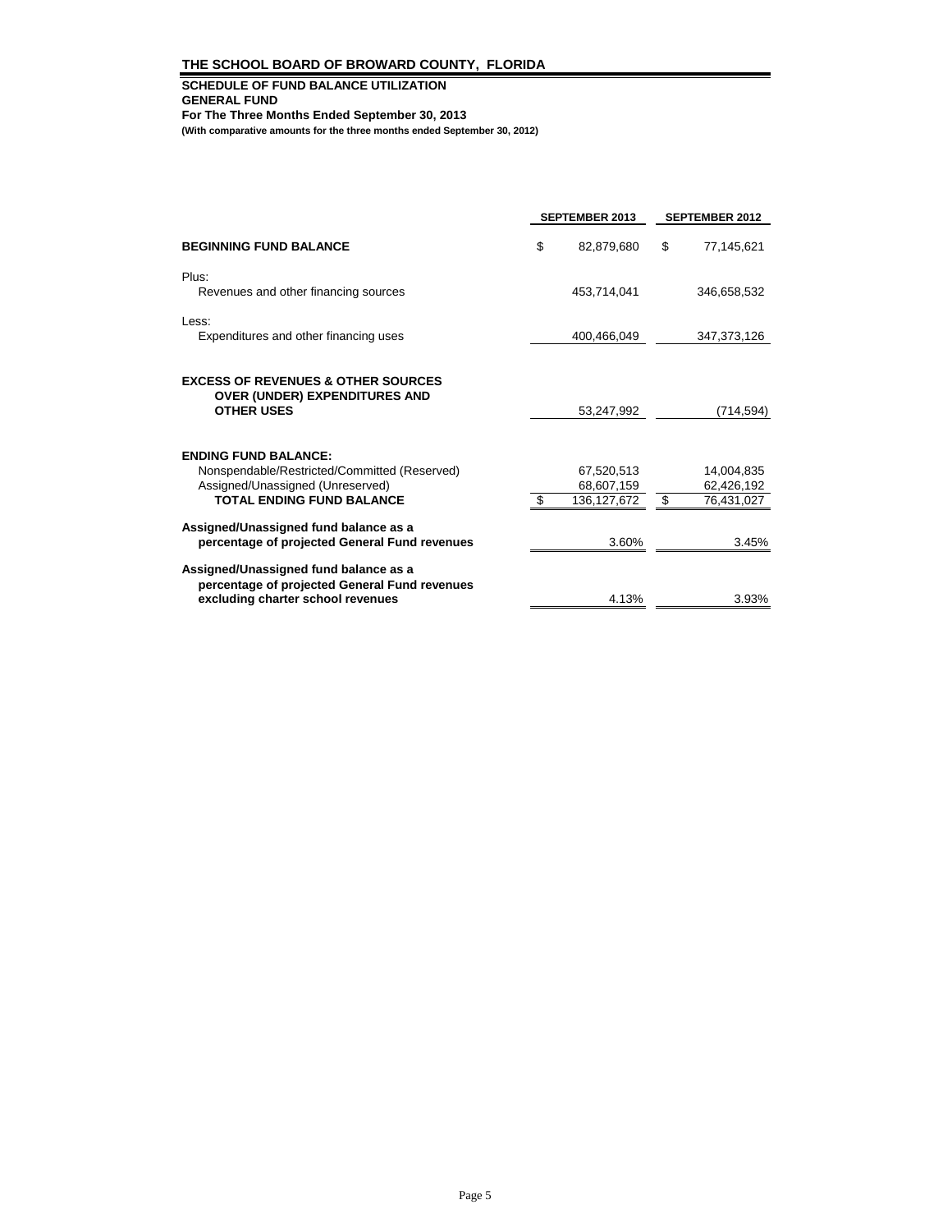## THE SCHOOL BOARD OF BROWARD COUNTY, FLORIDA

**SCHEDULE OF FUND BALANCE UTILIZATION**
**GENERAL FUND**
**For The Three Months Ended September 30, 2013**
**(With comparative amounts for the three months ended September 30, 2012)**

| | SEPTEMBER 2013 | SEPTEMBER 2012 |
|---|---|---|
| **BEGINNING FUND BALANCE** | $ 82,879,680 | $ 77,145,621 |
| Plus: | | |
| Revenues and other financing sources | 453,714,041 | 346,658,532 |
| Less: | | |
| Expenditures and other financing uses | 400,466,049 | 347,373,126 |
| **EXCESS OF REVENUES & OTHER SOURCES OVER (UNDER) EXPENDITURES AND OTHER USES** | 53,247,992 | (714,594) |
| **ENDING FUND BALANCE:** | | |
| Nonspendable/Restricted/Committed (Reserved) | 67,520,513 | 14,004,835 |
| Assigned/Unassigned (Unreserved) | 68,607,159 | 62,426,192 |
| **TOTAL ENDING FUND BALANCE** | $ 136,127,672 | $ 76,431,027 |
| **Assigned/Unassigned fund balance as a percentage of projected General Fund revenues** | 3.60% | 3.45% |
| **Assigned/Unassigned fund balance as a percentage of projected General Fund revenues excluding charter school revenues** | 4.13% | 3.93% |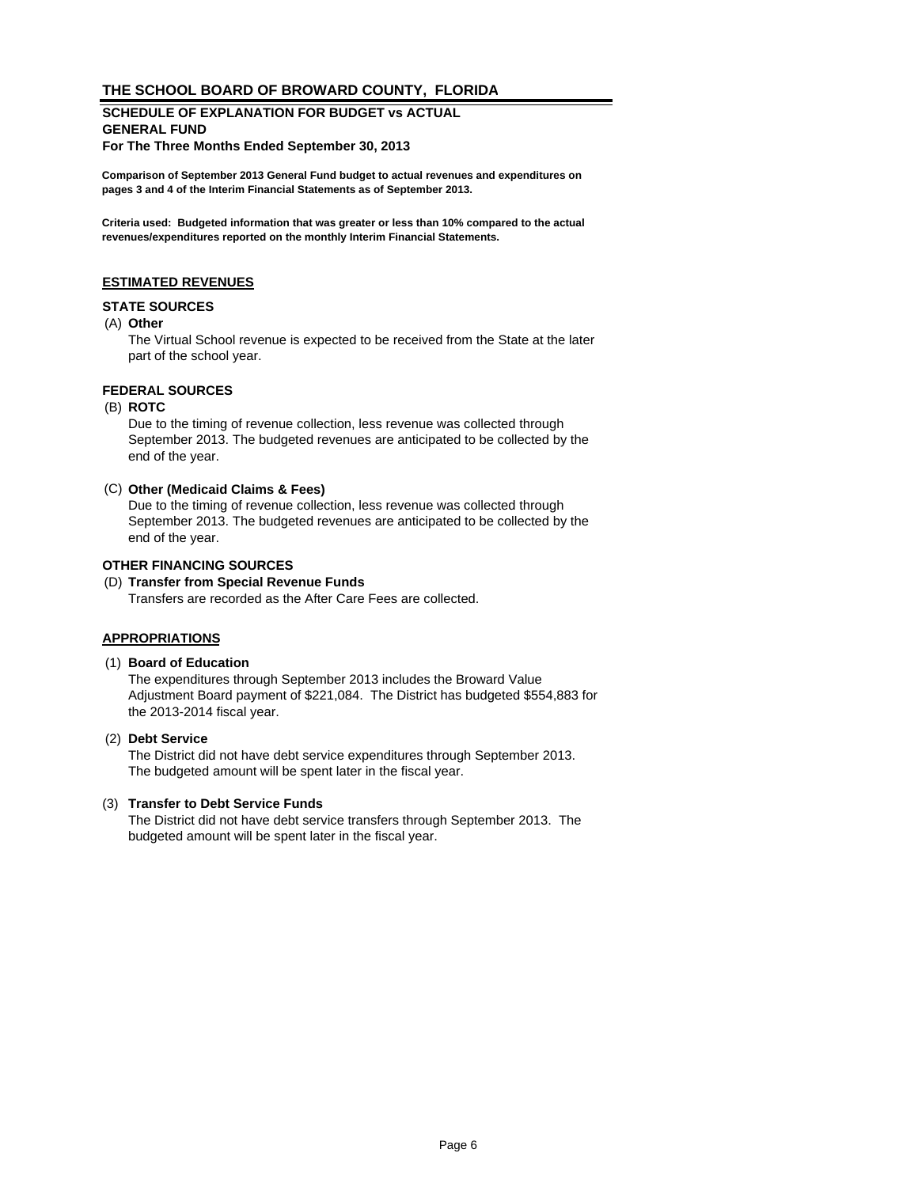# THE SCHOOL BOARD OF BROWARD COUNTY, FLORIDA

## SCHEDULE OF EXPLANATION FOR BUDGET vs ACTUAL
## GENERAL FUND
## For The Three Months Ended September 30, 2013

**Comparison of September 2013 General Fund budget to actual revenues and expenditures on pages 3 and 4 of the Interim Financial Statements as of September 2013.**

**Criteria used: Budgeted information that was greater or less than 10% compared to the actual revenues/expenditures reported on the monthly Interim Financial Statements.**

### ESTIMATED REVENUES

**STATE SOURCES**

(A) **Other**

The Virtual School revenue is expected to be received from the State at the later part of the school year.

**FEDERAL SOURCES**

(B) **ROTC**

Due to the timing of revenue collection, less revenue was collected through September 2013. The budgeted revenues are anticipated to be collected by the end of the year.

(C) **Other (Medicaid Claims & Fees)**

Due to the timing of revenue collection, less revenue was collected through September 2013. The budgeted revenues are anticipated to be collected by the end of the year.

**OTHER FINANCING SOURCES**

(D) **Transfer from Special Revenue Funds**

Transfers are recorded as the After Care Fees are collected.

### APPROPRIATIONS

(1) **Board of Education**

The expenditures through September 2013 includes the Broward Value Adjustment Board payment of $221,084. The District has budgeted $554,883 for the 2013-2014 fiscal year.

(2) **Debt Service**

The District did not have debt service expenditures through September 2013. The budgeted amount will be spent later in the fiscal year.

(3) **Transfer to Debt Service Funds**

The District did not have debt service transfers through September 2013. The budgeted amount will be spent later in the fiscal year.